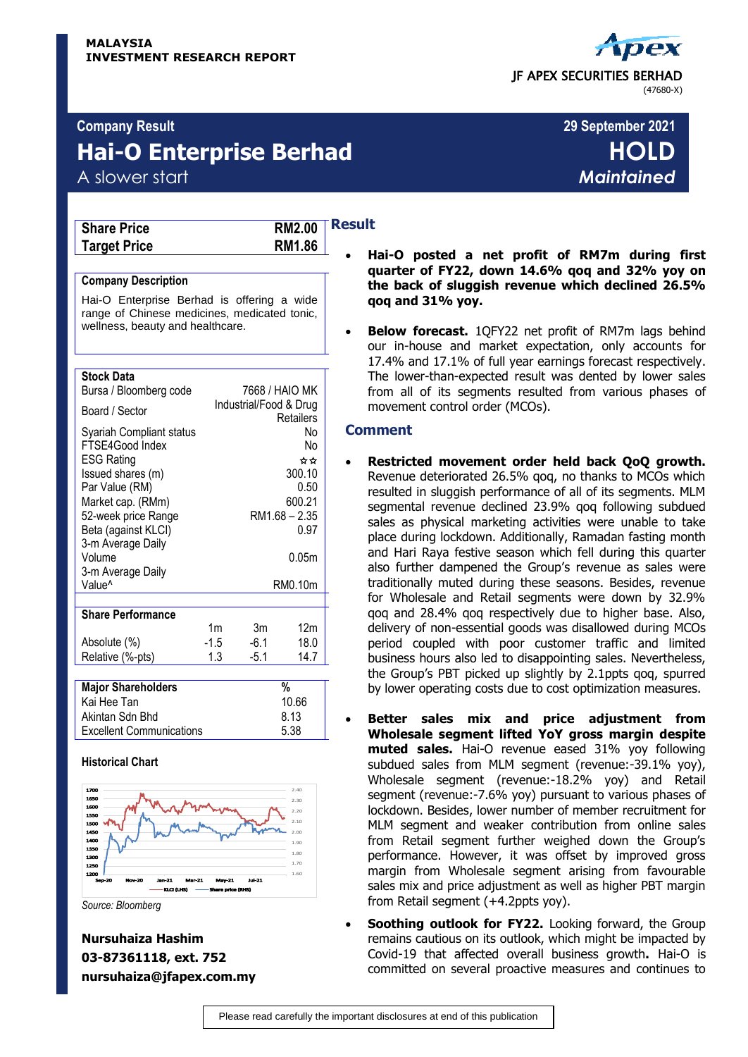MALAYSIA
INVESTMENT RESEARCH REPORT

JF APEX SECURITIES BERHAD
(47680-X)

**Company Result** — 29 September 2021

# Hai-O Enterprise Berhad

A slower start

**HOLD**
*Maintained*

| Share Price | RM2.00 |
|---|---|
| Target Price | RM1.86 |

**Company Description**

Hai-O Enterprise Berhad is offering a wide range of Chinese medicines, medicated tonic, wellness, beauty and healthcare.

| Stock Data | |
|---|---|
| Bursa / Bloomberg code | 7668 / HAIO MK |
| Board / Sector | Industrial/Food & Drug Retailers |
| Syariah Compliant status | No |
| FTSE4Good Index | No |
| ESG Rating | ☆☆ |
| Issued shares (m) | 300.10 |
| Par Value (RM) | 0.50 |
| Market cap. (RMm) | 600.21 |
| 52-week price Range | RM1.68 – 2.35 |
| Beta (against KLCI) | 0.97 |
| 3-m Average Daily Volume | 0.05m |
| 3-m Average Daily Value^ | RM0.10m |

| Share Performance | 1m | 3m | 12m |
|---|---|---|---|
| Absolute (%) | -1.5 | -6.1 | 18.0 |
| Relative (%-pts) | 1.3 | -5.1 | 14.7 |

| Major Shareholders | % |
|---|---|
| Kai Hee Tan | 10.66 |
| Akintan Sdn Bhd | 8.13 |
| Excellent Communications | 5.38 |

**Historical Chart**

Source: Bloomberg

**Nursuhaiza Hashim**
**03-87361118, ext. 752**
**nursuhaiza@jfapex.com.my**

## Result

- **Hai-O posted a net profit of RM7m during first quarter of FY22, down 14.6% qoq and 32% yoy on the back of sluggish revenue which declined 26.5% qoq and 31% yoy.**

- **Below forecast.** 1QFY22 net profit of RM7m lags behind our in-house and market expectation, only accounts for 17.4% and 17.1% of full year earnings forecast respectively. The lower-than-expected result was dented by lower sales from all of its segments resulted from various phases of movement control order (MCOs).

## Comment

- **Restricted movement order held back QoQ growth.** Revenue deteriorated 26.5% qoq, no thanks to MCOs which resulted in sluggish performance of all of its segments. MLM segmental revenue declined 23.9% qoq following subdued sales as physical marketing activities were unable to take place during lockdown. Additionally, Ramadan fasting month and Hari Raya festive season which fell during this quarter also further dampened the Group's revenue as sales were traditionally muted during these seasons. Besides, revenue for Wholesale and Retail segments were down by 32.9% qoq and 28.4% qoq respectively due to higher base. Also, delivery of non-essential goods was disallowed during MCOs period coupled with poor customer traffic and limited business hours also led to disappointing sales. Nevertheless, the Group's PBT picked up slightly by 2.1ppts qoq, spurred by lower operating costs due to cost optimization measures.

- **Better sales mix and price adjustment from Wholesale segment lifted YoY gross margin despite muted sales.** Hai-O revenue eased 31% yoy following subdued sales from MLM segment (revenue:-39.1% yoy), Wholesale segment (revenue:-18.2% yoy) and Retail segment (revenue:-7.6% yoy) pursuant to various phases of lockdown. Besides, lower number of member recruitment for MLM segment and weaker contribution from online sales from Retail segment further weighed down the Group's performance. However, it was offset by improved gross margin from Wholesale segment arising from favourable sales mix and price adjustment as well as higher PBT margin from Retail segment (+4.2ppts yoy).

- **Soothing outlook for FY22.** Looking forward, the Group remains cautious on its outlook, which might be impacted by Covid-19 that affected overall business growth**.** Hai-O is committed on several proactive measures and continues to

Please read carefully the important disclosures at end of this publication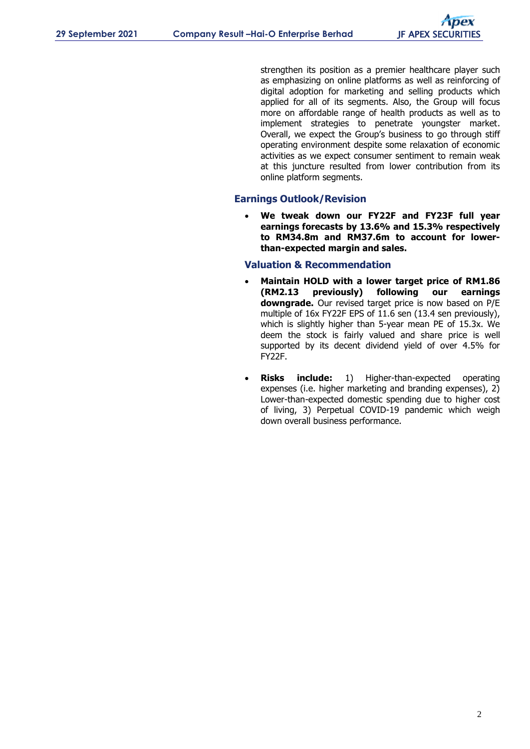strengthen its position as a premier healthcare player such as emphasizing on online platforms as well as reinforcing of digital adoption for marketing and selling products which applied for all of its segments. Also, the Group will focus more on affordable range of health products as well as to implement strategies to penetrate youngster market. Overall, we expect the Group's business to go through stiff operating environment despite some relaxation of economic activities as we expect consumer sentiment to remain weak at this juncture resulted from lower contribution from its online platform segments.

## Earnings Outlook/Revision

- **We tweak down our FY22F and FY23F full year earnings forecasts by 13.6% and 15.3% respectively to RM34.8m and RM37.6m to account for lower-than-expected margin and sales.**

## Valuation & Recommendation

- **Maintain HOLD with a lower target price of RM1.86 (RM2.13 previously) following our earnings downgrade.** Our revised target price is now based on P/E multiple of 16x FY22F EPS of 11.6 sen (13.4 sen previously), which is slightly higher than 5-year mean PE of 15.3x. We deem the stock is fairly valued and share price is well supported by its decent dividend yield of over 4.5% for FY22F.

- **Risks include:** 1) Higher-than-expected operating expenses (i.e. higher marketing and branding expenses), 2) Lower-than-expected domestic spending due to higher cost of living, 3) Perpetual COVID-19 pandemic which weigh down overall business performance.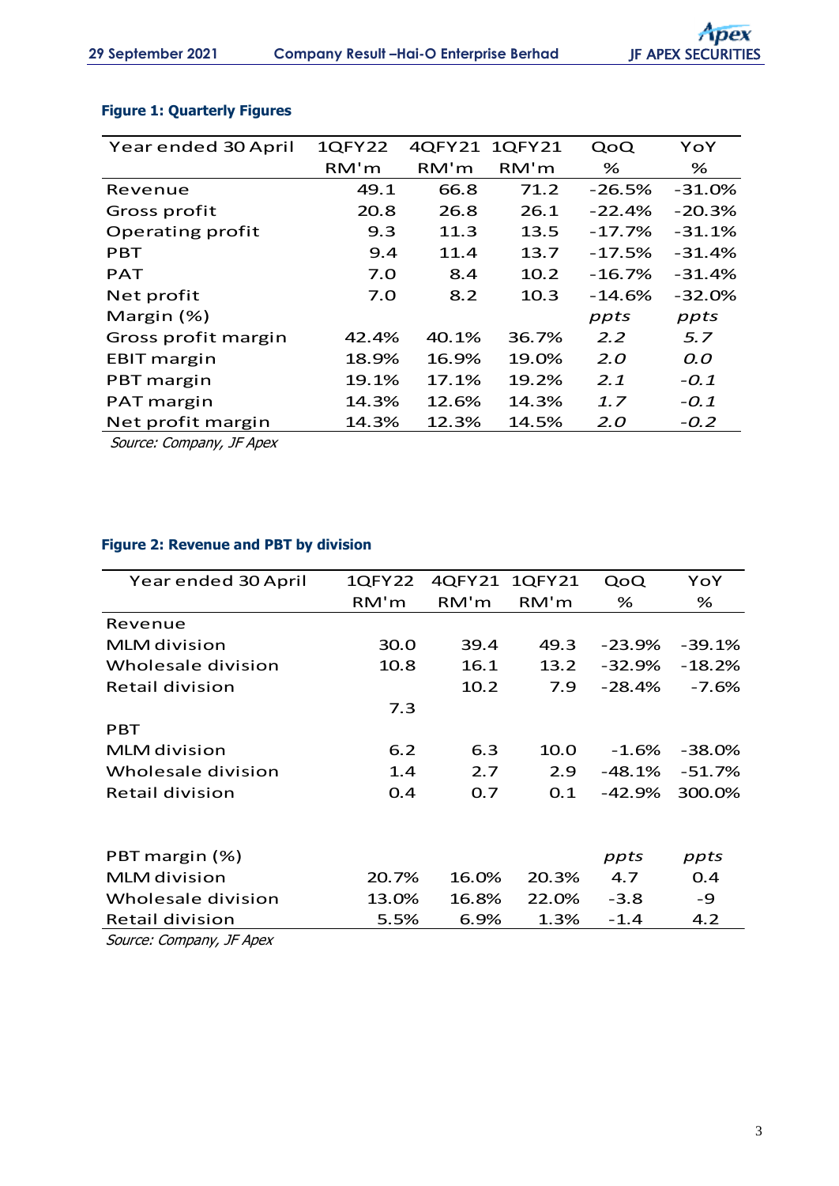**Figure 1: Quarterly Figures**

| Year ended 30 April | 1QFY22 | 4QFY21 | 1QFY21 | QoQ | YoY |
|---|---|---|---|---|---|
| | RM'm | RM'm | RM'm | % | % |
| Revenue | 49.1 | 66.8 | 71.2 | -26.5% | -31.0% |
| Gross profit | 20.8 | 26.8 | 26.1 | -22.4% | -20.3% |
| Operating profit | 9.3 | 11.3 | 13.5 | -17.7% | -31.1% |
| PBT | 9.4 | 11.4 | 13.7 | -17.5% | -31.4% |
| PAT | 7.0 | 8.4 | 10.2 | -16.7% | -31.4% |
| Net profit | 7.0 | 8.2 | 10.3 | -14.6% | -32.0% |
| Margin (%) | | | | *ppts* | *ppts* |
| Gross profit margin | 42.4% | 40.1% | 36.7% | *2.2* | *5.7* |
| EBIT margin | 18.9% | 16.9% | 19.0% | *2.0* | *0.0* |
| PBT margin | 19.1% | 17.1% | 19.2% | *2.1* | *-0.1* |
| PAT margin | 14.3% | 12.6% | 14.3% | *1.7* | *-0.1* |
| Net profit margin | 14.3% | 12.3% | 14.5% | *2.0* | *-0.2* |

*Source: Company, JF Apex*

**Figure 2: Revenue and PBT by division**

| Year ended 30 April | 1QFY22 | 4QFY21 | 1QFY21 | QoQ | YoY |
|---|---|---|---|---|---|
| | RM'm | RM'm | RM'm | % | % |
| Revenue | | | | | |
| MLM division | 30.0 | 39.4 | 49.3 | -23.9% | -39.1% |
| Wholesale division | 10.8 | 16.1 | 13.2 | -32.9% | -18.2% |
| Retail division | | 10.2 | 7.9 | -28.4% | -7.6% |
| | 7.3 | | | | |
| PBT | | | | | |
| MLM division | 6.2 | 6.3 | 10.0 | -1.6% | -38.0% |
| Wholesale division | 1.4 | 2.7 | 2.9 | -48.1% | -51.7% |
| Retail division | 0.4 | 0.7 | 0.1 | -42.9% | 300.0% |
| | | | | | |
| PBT margin (%) | | | | *ppts* | *ppts* |
| MLM division | 20.7% | 16.0% | 20.3% | 4.7 | 0.4 |
| Wholesale division | 13.0% | 16.8% | 22.0% | -3.8 | -9 |
| Retail division | 5.5% | 6.9% | 1.3% | -1.4 | 4.2 |

*Source: Company, JF Apex*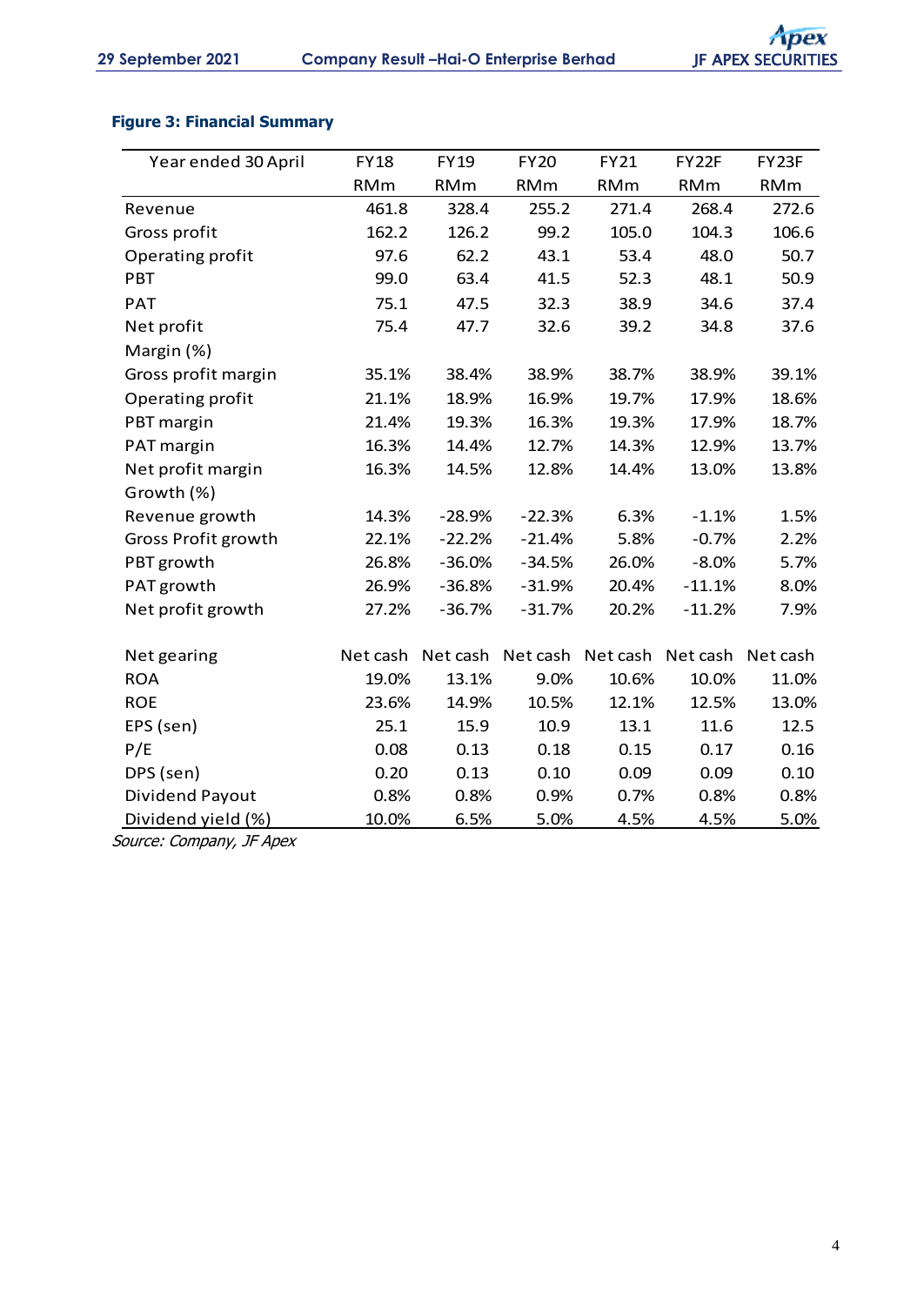**Figure 3: Financial Summary**

| Year ended 30 April | FY18 | FY19 | FY20 | FY21 | FY22F | FY23F |
|---|---|---|---|---|---|---|
| | RMm | RMm | RMm | RMm | RMm | RMm |
| Revenue | 461.8 | 328.4 | 255.2 | 271.4 | 268.4 | 272.6 |
| Gross profit | 162.2 | 126.2 | 99.2 | 105.0 | 104.3 | 106.6 |
| Operating profit | 97.6 | 62.2 | 43.1 | 53.4 | 48.0 | 50.7 |
| PBT | 99.0 | 63.4 | 41.5 | 52.3 | 48.1 | 50.9 |
| PAT | 75.1 | 47.5 | 32.3 | 38.9 | 34.6 | 37.4 |
| Net profit | 75.4 | 47.7 | 32.6 | 39.2 | 34.8 | 37.6 |
| Margin (%) | | | | | | |
| Gross profit margin | 35.1% | 38.4% | 38.9% | 38.7% | 38.9% | 39.1% |
| Operating profit | 21.1% | 18.9% | 16.9% | 19.7% | 17.9% | 18.6% |
| PBT margin | 21.4% | 19.3% | 16.3% | 19.3% | 17.9% | 18.7% |
| PAT margin | 16.3% | 14.4% | 12.7% | 14.3% | 12.9% | 13.7% |
| Net profit margin | 16.3% | 14.5% | 12.8% | 14.4% | 13.0% | 13.8% |
| Growth (%) | | | | | | |
| Revenue growth | 14.3% | -28.9% | -22.3% | 6.3% | -1.1% | 1.5% |
| Gross Profit growth | 22.1% | -22.2% | -21.4% | 5.8% | -0.7% | 2.2% |
| PBT growth | 26.8% | -36.0% | -34.5% | 26.0% | -8.0% | 5.7% |
| PAT growth | 26.9% | -36.8% | -31.9% | 20.4% | -11.1% | 8.0% |
| Net profit growth | 27.2% | -36.7% | -31.7% | 20.2% | -11.2% | 7.9% |
| | | | | | | |
| Net gearing | Net cash | Net cash | Net cash | Net cash | Net cash | Net cash |
| ROA | 19.0% | 13.1% | 9.0% | 10.6% | 10.0% | 11.0% |
| ROE | 23.6% | 14.9% | 10.5% | 12.1% | 12.5% | 13.0% |
| EPS (sen) | 25.1 | 15.9 | 10.9 | 13.1 | 11.6 | 12.5 |
| P/E | 0.08 | 0.13 | 0.18 | 0.15 | 0.17 | 0.16 |
| DPS (sen) | 0.20 | 0.13 | 0.10 | 0.09 | 0.09 | 0.10 |
| Dividend Payout | 0.8% | 0.8% | 0.9% | 0.7% | 0.8% | 0.8% |
| Dividend yield (%) | 10.0% | 6.5% | 5.0% | 4.5% | 4.5% | 5.0% |

*Source: Company, JF Apex*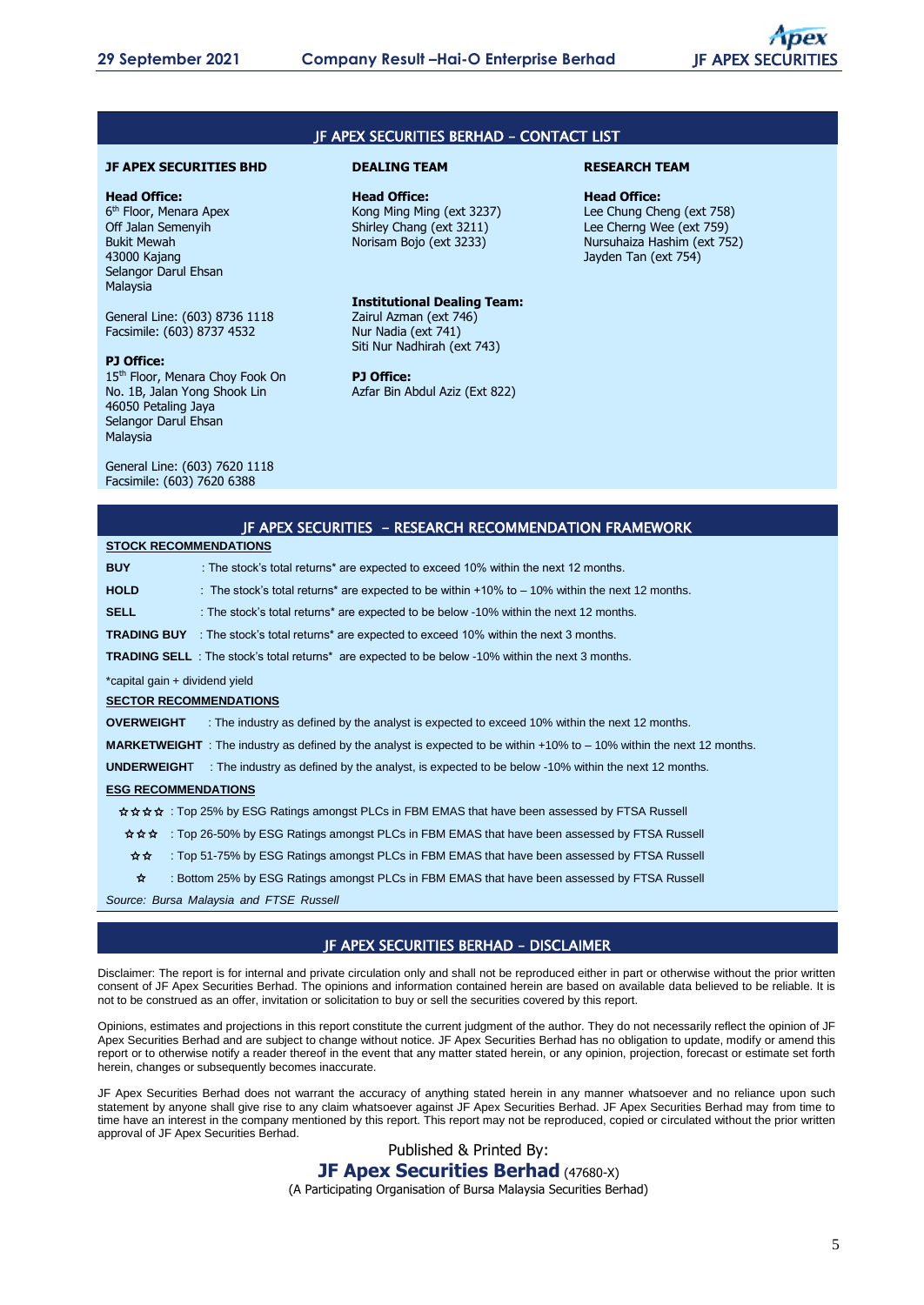## JF APEX SECURITIES BERHAD – CONTACT LIST

**JF APEX SECURITIES BHD**

**Head Office:**
6th Floor, Menara Apex
Off Jalan Semenyih
Bukit Mewah
43000 Kajang
Selangor Darul Ehsan
Malaysia

General Line: (603) 8736 1118
Facsimile: (603) 8737 4532

**PJ Office:**
15th Floor, Menara Choy Fook On
No. 1B, Jalan Yong Shook Lin
46050 Petaling Jaya
Selangor Darul Ehsan
Malaysia

General Line: (603) 7620 1118
Facsimile: (603) 7620 6388

**DEALING TEAM**

**Head Office:**
Kong Ming Ming (ext 3237)
Shirley Chang (ext 3211)
Norisam Bojo (ext 3233)

**Institutional Dealing Team:**
Zairul Azman (ext 746)
Nur Nadia (ext 741)
Siti Nur Nadhirah (ext 743)

**PJ Office:**
Azfar Bin Abdul Aziz (Ext 822)

**RESEARCH TEAM**

**Head Office:**
Lee Chung Cheng (ext 758)
Lee Cherng Wee (ext 759)
Nursuhaiza Hashim (ext 752)
Jayden Tan (ext 754)

## JF APEX SECURITIES – RESEARCH RECOMMENDATION FRAMEWORK

**STOCK RECOMMENDATIONS**

**BUY** : The stock's total returns* are expected to exceed 10% within the next 12 months.

**HOLD** : The stock's total returns* are expected to be within +10% to – 10% within the next 12 months.

**SELL** : The stock's total returns* are expected to be below -10% within the next 12 months.

**TRADING BUY** : The stock's total returns* are expected to exceed 10% within the next 3 months.

**TRADING SELL** : The stock's total returns* are expected to be below -10% within the next 3 months.

*capital gain + dividend yield

**SECTOR RECOMMENDATIONS**

**OVERWEIGHT** : The industry as defined by the analyst is expected to exceed 10% within the next 12 months.

**MARKETWEIGHT** : The industry as defined by the analyst is expected to be within +10% to – 10% within the next 12 months.

**UNDERWEIGHT** : The industry as defined by the analyst, is expected to be below -10% within the next 12 months.

**ESG RECOMMENDATIONS**

☆☆☆☆ : Top 25% by ESG Ratings amongst PLCs in FBM EMAS that have been assessed by FTSA Russell

☆☆☆ : Top 26-50% by ESG Ratings amongst PLCs in FBM EMAS that have been assessed by FTSA Russell

☆☆ : Top 51-75% by ESG Ratings amongst PLCs in FBM EMAS that have been assessed by FTSA Russell

☆ : Bottom 25% by ESG Ratings amongst PLCs in FBM EMAS that have been assessed by FTSA Russell

*Source: Bursa Malaysia and FTSE Russell*

## JF APEX SECURITIES BERHAD – DISCLAIMER

Disclaimer: The report is for internal and private circulation only and shall not be reproduced either in part or otherwise without the prior written consent of JF Apex Securities Berhad. The opinions and information contained herein are based on available data believed to be reliable. It is not to be construed as an offer, invitation or solicitation to buy or sell the securities covered by this report.

Opinions, estimates and projections in this report constitute the current judgment of the author. They do not necessarily reflect the opinion of JF Apex Securities Berhad and are subject to change without notice. JF Apex Securities Berhad has no obligation to update, modify or amend this report or to otherwise notify a reader thereof in the event that any matter stated herein, or any opinion, projection, forecast or estimate set forth herein, changes or subsequently becomes inaccurate.

JF Apex Securities Berhad does not warrant the accuracy of anything stated herein in any manner whatsoever and no reliance upon such statement by anyone shall give rise to any claim whatsoever against JF Apex Securities Berhad. JF Apex Securities Berhad may from time to time have an interest in the company mentioned by this report. This report may not be reproduced, copied or circulated without the prior written approval of JF Apex Securities Berhad.

Published & Printed By:

**JF Apex Securities Berhad** (47680-X)

(A Participating Organisation of Bursa Malaysia Securities Berhad)